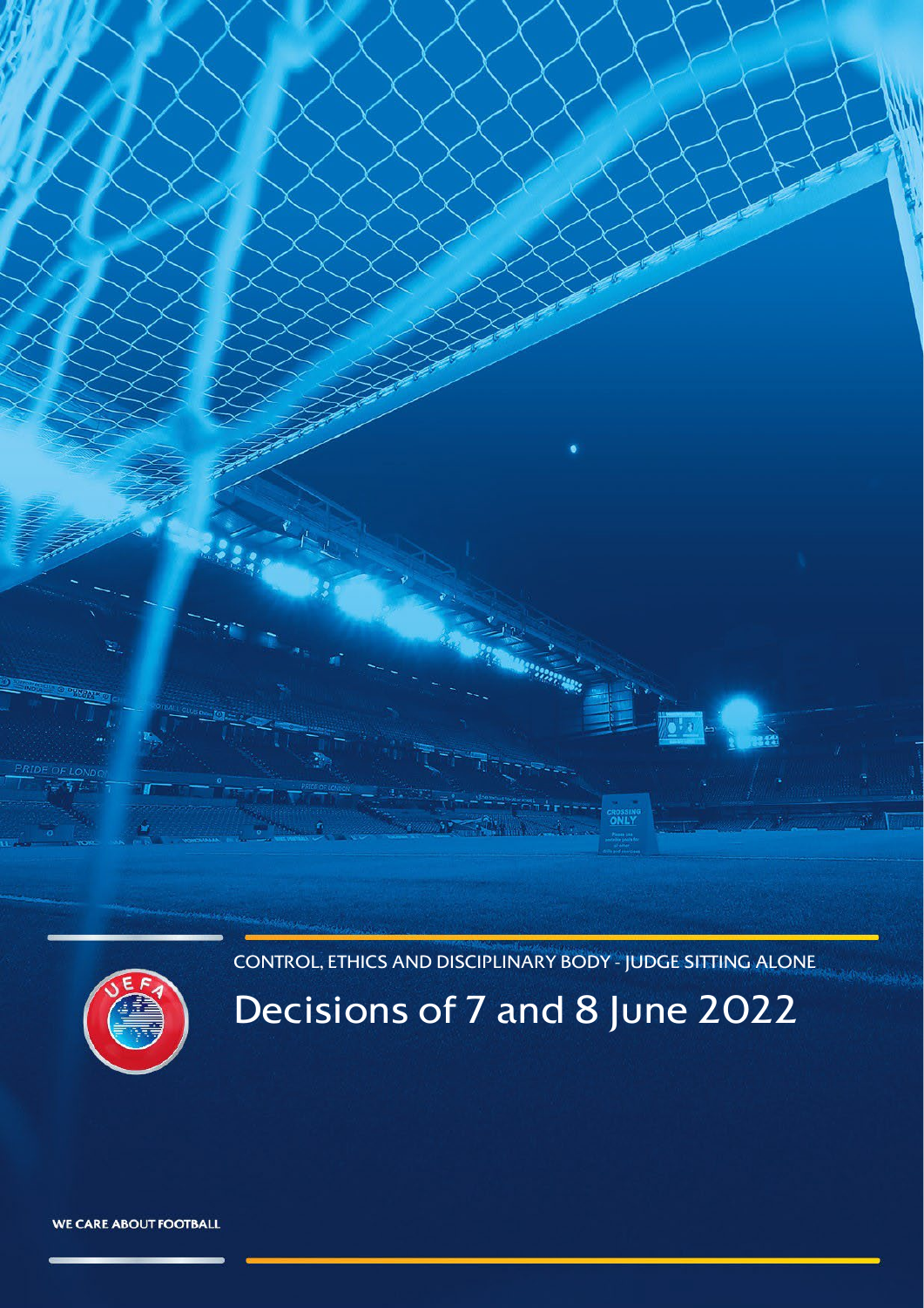CONTROL, ETHICS AND DISCIPLINARY BODY - JUDGE SITTING ALONE

# Decisions of 7 and 8 June 2022

WE CARE ABOUT FOOTBALL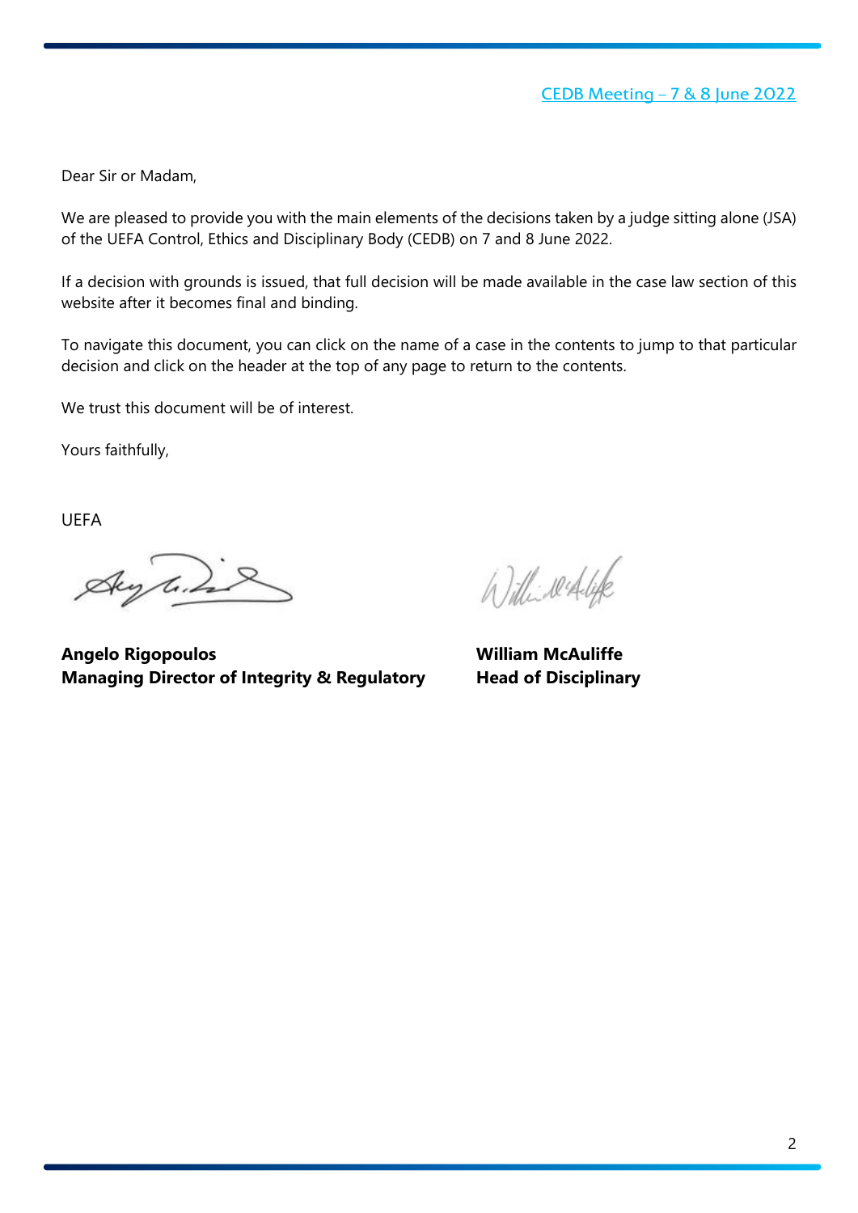Dear Sir or Madam,

We are pleased to provide you with the main elements of the decisions taken by a judge sitting alone (JSA) of the UEFA Control, Ethics and Disciplinary Body (CEDB) on 7 and 8 June 2022.

If a decision with grounds is issued, that full decision will be made available in the case law section of this website after it becomes final and binding.

To navigate this document, you can click on the name of a case in the contents to jump to that particular decision and click on the header at the top of any page to return to the contents.

We trust this document will be of interest.

Yours faithfully,

UEFA

**Angelo Rigopoulos**
**Managing Director of Integrity & Regulatory**

**William McAuliffe**
**Head of Disciplinary**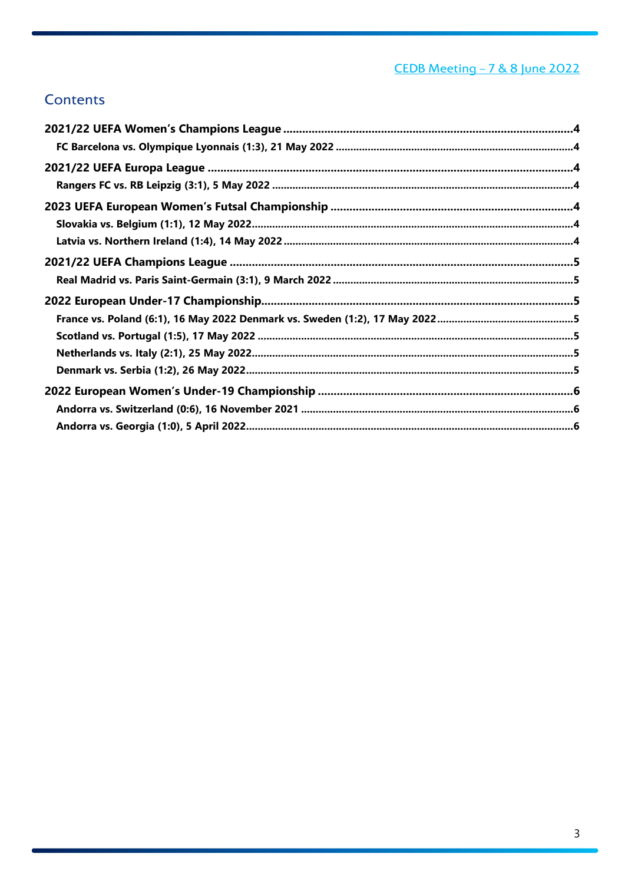CEDB Meeting – 7 & 8 June 2022

# Contents

**2021/22 UEFA Women's Champions League** ....................................................................................... 4
- **FC Barcelona vs. Olympique Lyonnais (1:3), 21 May 2022** ........................................................... 4

**2021/22 UEFA Europa League** ........................................................................................................... 4
- **Rangers FC vs. RB Leipzig (3:1), 5 May 2022** ................................................................................ 4

**2023 UEFA European Women's Futsal Championship** ........................................................................ 4
- **Slovakia vs. Belgium (1:1), 12 May 2022** ........................................................................................ 4
- **Latvia vs. Northern Ireland (1:4), 14 May 2022** ............................................................................. 4

**2021/22 UEFA Champions League** ....................................................................................................... 5
- **Real Madrid vs. Paris Saint-Germain (3:1), 9 March 2022** ............................................................. 5

**2022 European Under-17 Championship** ............................................................................................. 5
- **France vs. Poland (6:1), 16 May 2022 Denmark vs. Sweden (1:2), 17 May 2022** ........................... 5
- **Scotland vs. Portugal (1:5), 17 May 2022** ...................................................................................... 5
- **Netherlands vs. Italy (2:1), 25 May 2022** ........................................................................................ 5
- **Denmark vs. Serbia (1:2), 26 May 2022** .......................................................................................... 5

**2022 European Women's Under-19 Championship** ............................................................................. 6
- **Andorra vs. Switzerland (0:6), 16 November 2021** ......................................................................... 6
- **Andorra vs. Georgia (1:0), 5 April 2022** .......................................................................................... 6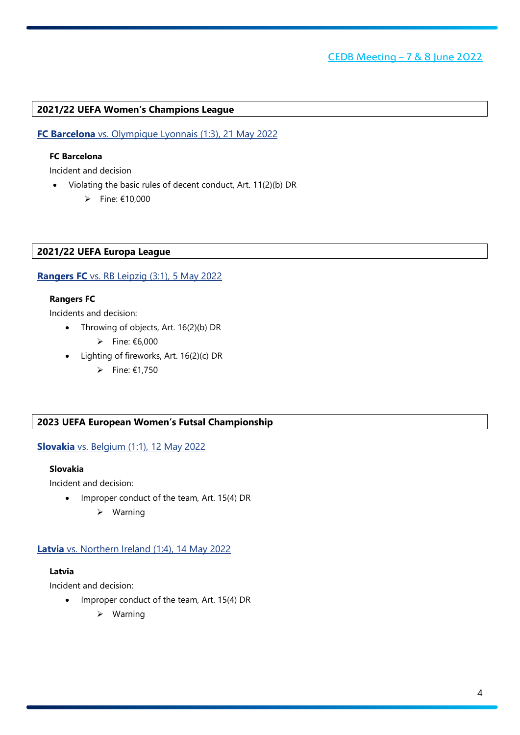## 2021/22 UEFA Women's Champions League

### **FC Barcelona** vs. Olympique Lyonnais (1:3), 21 May 2022

**FC Barcelona**

Incident and decision

- Violating the basic rules of decent conduct, Art. 11(2)(b) DR
  - Fine: €10,000

## 2021/22 UEFA Europa League

### **Rangers FC** vs. RB Leipzig (3:1), 5 May 2022

**Rangers FC**

Incidents and decision:

- Throwing of objects, Art. 16(2)(b) DR
  - Fine: €6,000
- Lighting of fireworks, Art. 16(2)(c) DR
  - Fine: €1,750

## 2023 UEFA European Women's Futsal Championship

### **Slovakia** vs. Belgium (1:1), 12 May 2022

**Slovakia**

Incident and decision:

- Improper conduct of the team, Art. 15(4) DR
  - Warning

### **Latvia** vs. Northern Ireland (1:4), 14 May 2022

**Latvia**

Incident and decision:

- Improper conduct of the team, Art. 15(4) DR
  - Warning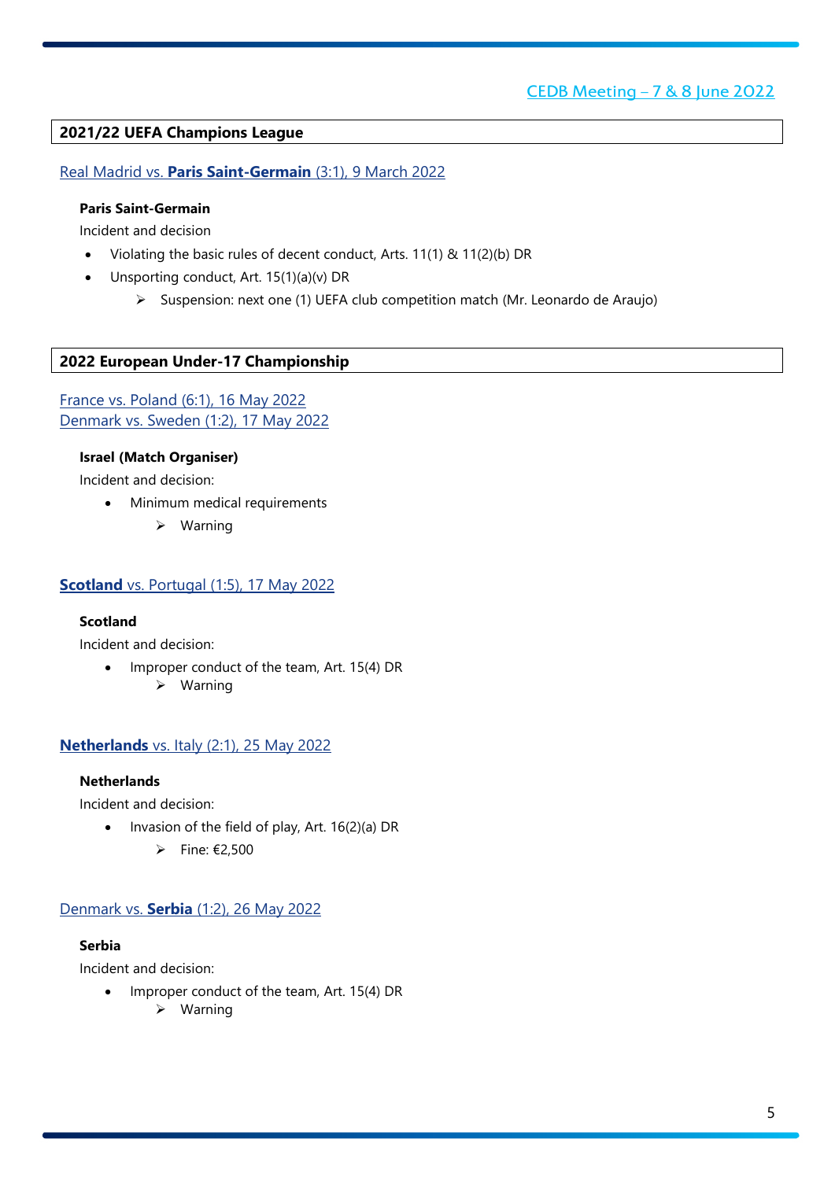## 2021/22 UEFA Champions League

Real Madrid vs. **Paris Saint-Germain** (3:1), 9 March 2022

**Paris Saint-Germain**

Incident and decision

- Violating the basic rules of decent conduct, Arts. 11(1) & 11(2)(b) DR
- Unsporting conduct, Art. 15(1)(a)(v) DR
    - ➢ Suspension: next one (1) UEFA club competition match (Mr. Leonardo de Araujo)

## 2022 European Under-17 Championship

France vs. Poland (6:1), 16 May 2022
Denmark vs. Sweden (1:2), 17 May 2022

**Israel (Match Organiser)**

Incident and decision:

- Minimum medical requirements
    - ➢ Warning

**Scotland** vs. Portugal (1:5), 17 May 2022

**Scotland**

Incident and decision:

- Improper conduct of the team, Art. 15(4) DR
    - ➢ Warning

**Netherlands** vs. Italy (2:1), 25 May 2022

**Netherlands**

Incident and decision:

- Invasion of the field of play, Art. 16(2)(a) DR
    - ➢ Fine: €2,500

Denmark vs. **Serbia** (1:2), 26 May 2022

**Serbia**

Incident and decision:

- Improper conduct of the team, Art. 15(4) DR
    - ➢ Warning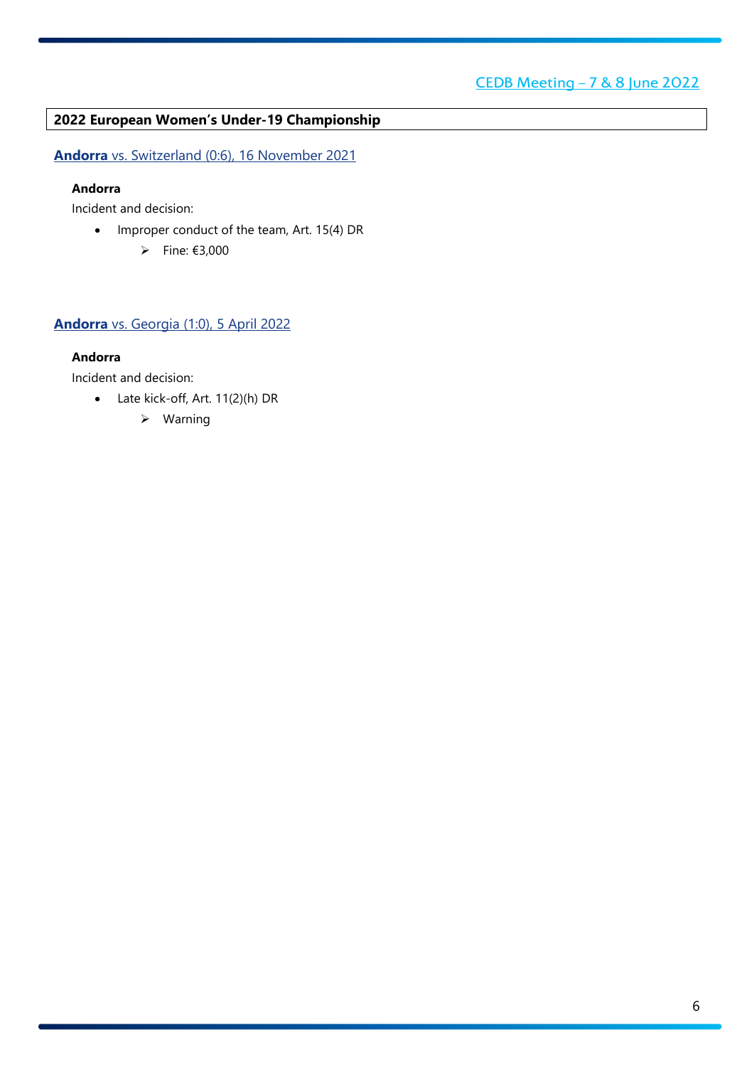## 2022 European Women's Under-19 Championship

### **Andorra** vs. Switzerland (0:6), 16 November 2021

**Andorra**

Incident and decision:

- Improper conduct of the team, Art. 15(4) DR
  - Fine: €3,000

### **Andorra** vs. Georgia (1:0), 5 April 2022

**Andorra**

Incident and decision:

- Late kick-off, Art. 11(2)(h) DR
  - Warning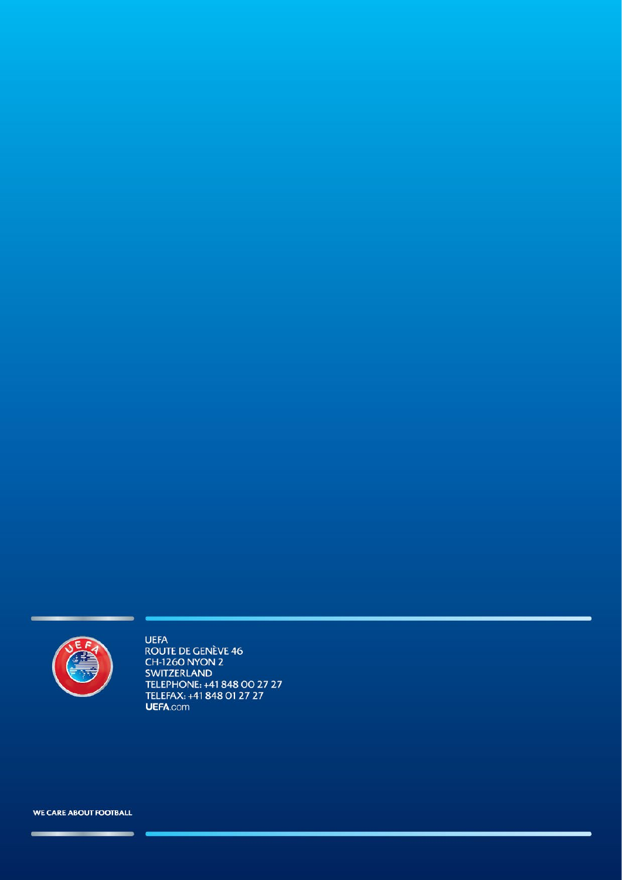UEFA
ROUTE DE GENÈVE 46
CH-1260 NYON 2
SWITZERLAND
TELEPHONE: +41 848 00 27 27
TELEFAX: +41 848 01 27 27
UEFA.com

WE CARE ABOUT FOOTBALL